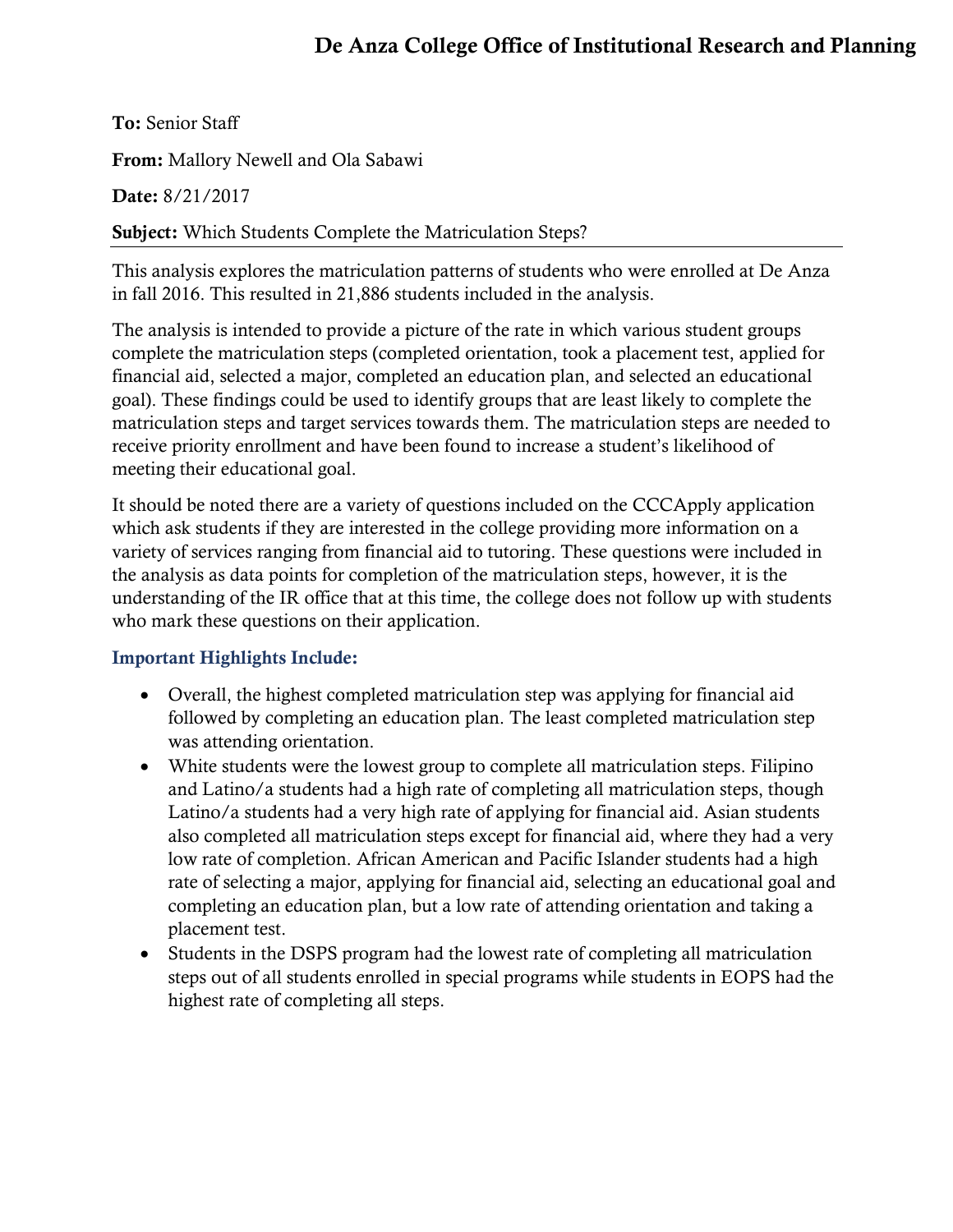# De Anza College Office of Institutional Research and Planning

**To:** Senior Staff

**From:** Mallory Newell and Ola Sabawi

**Date:** 8/21/2017

**Subject:** Which Students Complete the Matriculation Steps?

---

This analysis explores the matriculation patterns of students who were enrolled at De Anza in fall 2016. This resulted in 21,886 students included in the analysis.

The analysis is intended to provide a picture of the rate in which various student groups complete the matriculation steps (completed orientation, took a placement test, applied for financial aid, selected a major, completed an education plan, and selected an educational goal). These findings could be used to identify groups that are least likely to complete the matriculation steps and target services towards them. The matriculation steps are needed to receive priority enrollment and have been found to increase a student's likelihood of meeting their educational goal.

It should be noted there are a variety of questions included on the CCCApply application which ask students if they are interested in the college providing more information on a variety of services ranging from financial aid to tutoring. These questions were included in the analysis as data points for completion of the matriculation steps, however, it is the understanding of the IR office that at this time, the college does not follow up with students who mark these questions on their application.

### Important Highlights Include:

- Overall, the highest completed matriculation step was applying for financial aid followed by completing an education plan. The least completed matriculation step was attending orientation.
- White students were the lowest group to complete all matriculation steps. Filipino and Latino/a students had a high rate of completing all matriculation steps, though Latino/a students had a very high rate of applying for financial aid. Asian students also completed all matriculation steps except for financial aid, where they had a very low rate of completion. African American and Pacific Islander students had a high rate of selecting a major, applying for financial aid, selecting an educational goal and completing an education plan, but a low rate of attending orientation and taking a placement test.
- Students in the DSPS program had the lowest rate of completing all matriculation steps out of all students enrolled in special programs while students in EOPS had the highest rate of completing all steps.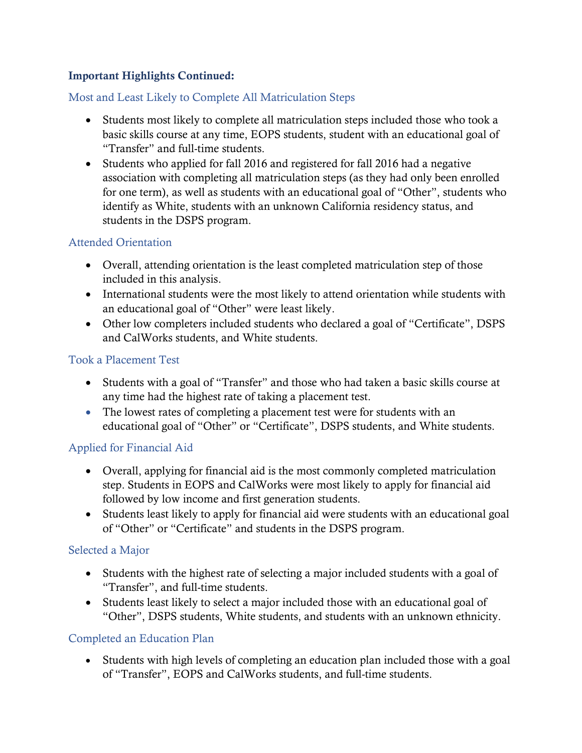**Important Highlights Continued:**

### Most and Least Likely to Complete All Matriculation Steps

- Students most likely to complete all matriculation steps included those who took a basic skills course at any time, EOPS students, student with an educational goal of "Transfer" and full-time students.
- Students who applied for fall 2016 and registered for fall 2016 had a negative association with completing all matriculation steps (as they had only been enrolled for one term), as well as students with an educational goal of "Other", students who identify as White, students with an unknown California residency status, and students in the DSPS program.

### Attended Orientation

- Overall, attending orientation is the least completed matriculation step of those included in this analysis.
- International students were the most likely to attend orientation while students with an educational goal of "Other" were least likely.
- Other low completers included students who declared a goal of "Certificate", DSPS and CalWorks students, and White students.

### Took a Placement Test

- Students with a goal of "Transfer" and those who had taken a basic skills course at any time had the highest rate of taking a placement test.
- The lowest rates of completing a placement test were for students with an educational goal of "Other" or "Certificate", DSPS students, and White students.

### Applied for Financial Aid

- Overall, applying for financial aid is the most commonly completed matriculation step. Students in EOPS and CalWorks were most likely to apply for financial aid followed by low income and first generation students.
- Students least likely to apply for financial aid were students with an educational goal of "Other" or "Certificate" and students in the DSPS program.

### Selected a Major

- Students with the highest rate of selecting a major included students with a goal of "Transfer", and full-time students.
- Students least likely to select a major included those with an educational goal of "Other", DSPS students, White students, and students with an unknown ethnicity.

### Completed an Education Plan

- Students with high levels of completing an education plan included those with a goal of "Transfer", EOPS and CalWorks students, and full-time students.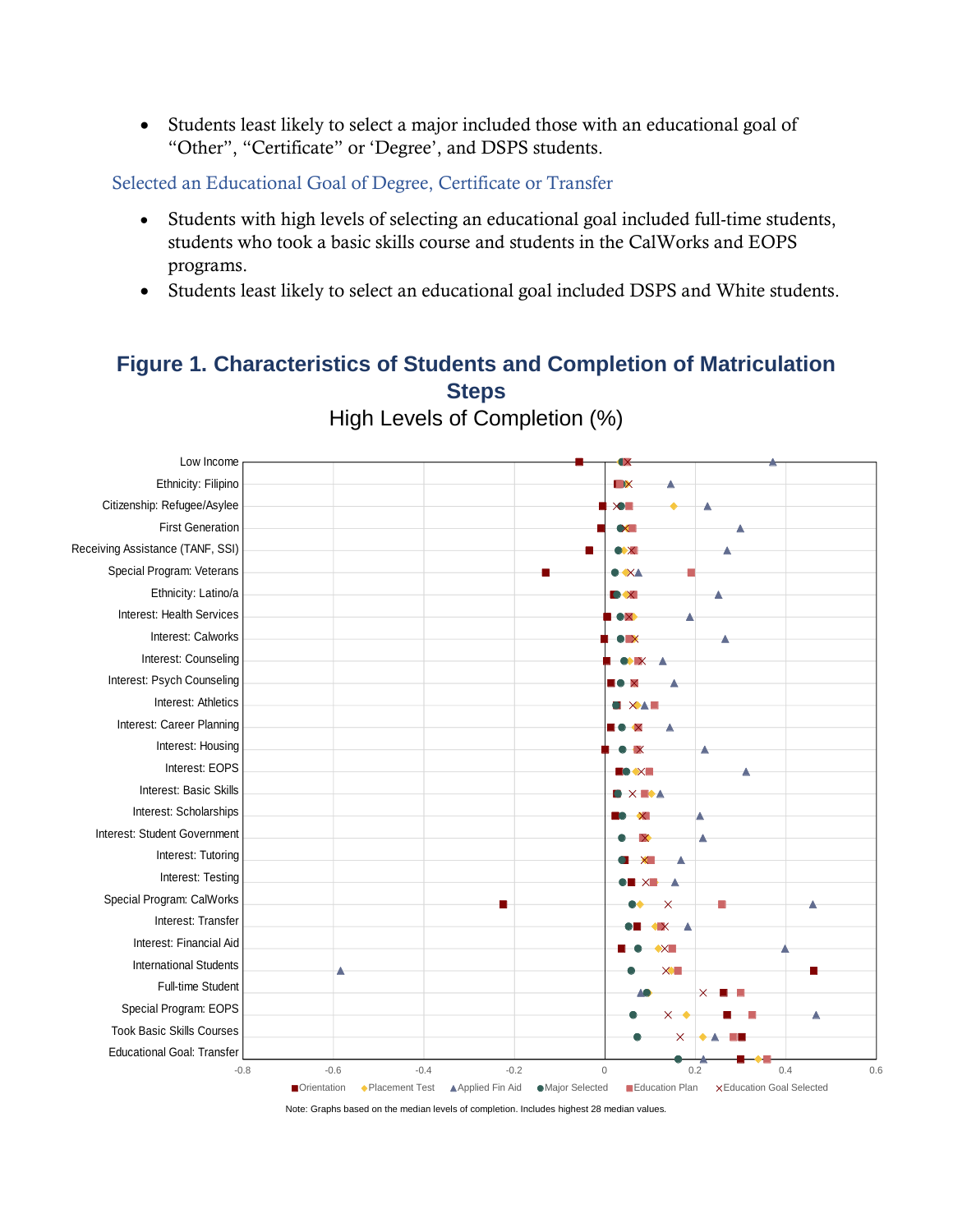- Students least likely to select a major included those with an educational goal of "Other", "Certificate" or 'Degree', and DSPS students.

### Selected an Educational Goal of Degree, Certificate or Transfer

- Students with high levels of selecting an educational goal included full-time students, students who took a basic skills course and students in the CalWorks and EOPS programs.
- Students least likely to select an educational goal included DSPS and White students.

## Figure 1. Characteristics of Students and Completion of Matriculation Steps

High Levels of Completion (%)

Note: Graphs based on the median levels of completion. Includes highest 28 median values.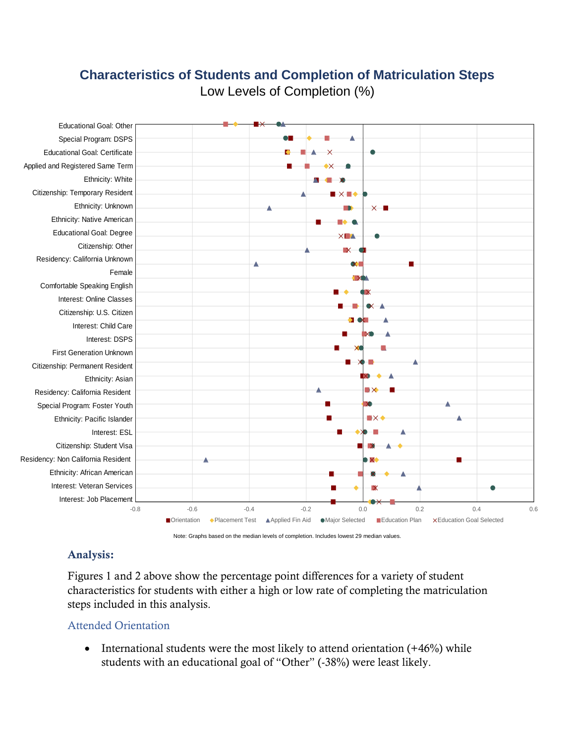## Characteristics of Students and Completion of Matriculation Steps

Low Levels of Completion (%)

Note: Graphs based on the median levels of completion. Includes lowest 29 median values.

### Analysis:

Figures 1 and 2 above show the percentage point differences for a variety of student characteristics for students with either a high or low rate of completing the matriculation steps included in this analysis.

#### Attended Orientation

- International students were the most likely to attend orientation (+46%) while students with an educational goal of "Other" (-38%) were least likely.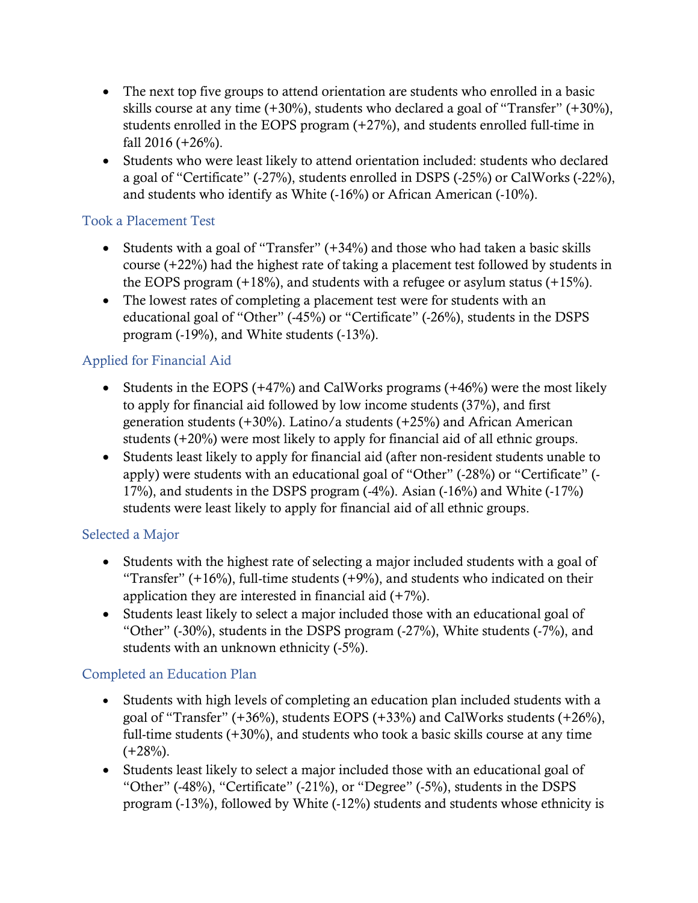- The next top five groups to attend orientation are students who enrolled in a basic skills course at any time (+30%), students who declared a goal of "Transfer" (+30%), students enrolled in the EOPS program (+27%), and students enrolled full-time in fall 2016 (+26%).
- Students who were least likely to attend orientation included: students who declared a goal of "Certificate" (-27%), students enrolled in DSPS (-25%) or CalWorks (-22%), and students who identify as White (-16%) or African American (-10%).

### Took a Placement Test

- Students with a goal of "Transfer" (+34%) and those who had taken a basic skills course (+22%) had the highest rate of taking a placement test followed by students in the EOPS program (+18%), and students with a refugee or asylum status (+15%).
- The lowest rates of completing a placement test were for students with an educational goal of "Other" (-45%) or "Certificate" (-26%), students in the DSPS program (-19%), and White students (-13%).

### Applied for Financial Aid

- Students in the EOPS (+47%) and CalWorks programs (+46%) were the most likely to apply for financial aid followed by low income students (37%), and first generation students (+30%). Latino/a students (+25%) and African American students (+20%) were most likely to apply for financial aid of all ethnic groups.
- Students least likely to apply for financial aid (after non-resident students unable to apply) were students with an educational goal of "Other" (-28%) or "Certificate" (-17%), and students in the DSPS program (-4%). Asian (-16%) and White (-17%) students were least likely to apply for financial aid of all ethnic groups.

### Selected a Major

- Students with the highest rate of selecting a major included students with a goal of "Transfer" (+16%), full-time students (+9%), and students who indicated on their application they are interested in financial aid (+7%).
- Students least likely to select a major included those with an educational goal of "Other" (-30%), students in the DSPS program (-27%), White students (-7%), and students with an unknown ethnicity (-5%).

### Completed an Education Plan

- Students with high levels of completing an education plan included students with a goal of "Transfer" (+36%), students EOPS (+33%) and CalWorks students (+26%), full-time students (+30%), and students who took a basic skills course at any time (+28%).
- Students least likely to select a major included those with an educational goal of "Other" (-48%), "Certificate" (-21%), or "Degree" (-5%), students in the DSPS program (-13%), followed by White (-12%) students and students whose ethnicity is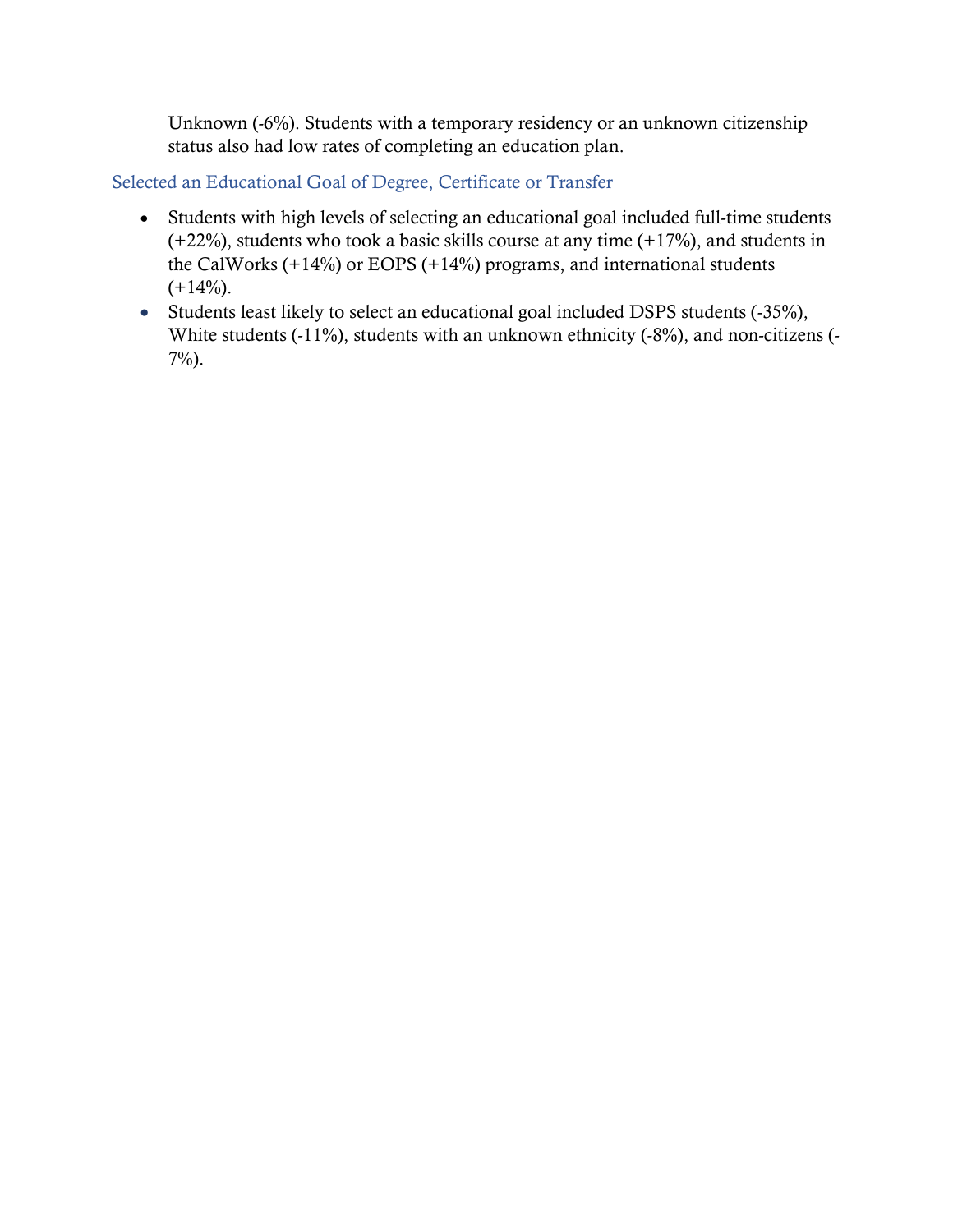Unknown (-6%). Students with a temporary residency or an unknown citizenship status also had low rates of completing an education plan.

### Selected an Educational Goal of Degree, Certificate or Transfer

- Students with high levels of selecting an educational goal included full-time students (+22%), students who took a basic skills course at any time (+17%), and students in the CalWorks (+14%) or EOPS (+14%) programs, and international students (+14%).
- Students least likely to select an educational goal included DSPS students (-35%), White students (-11%), students with an unknown ethnicity (-8%), and non-citizens (-7%).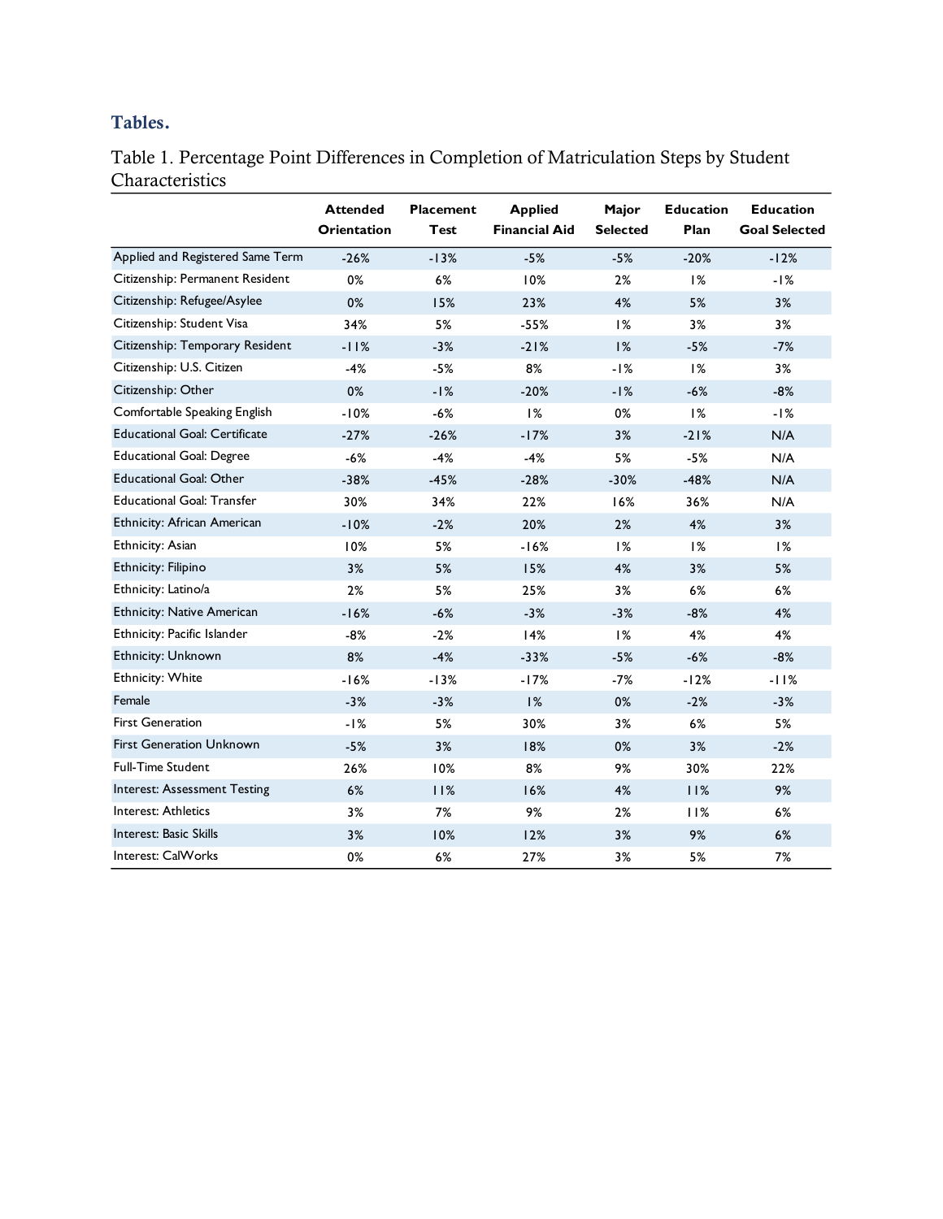## Tables.

Table 1. Percentage Point Differences in Completion of Matriculation Steps by Student Characteristics

| | Attended Orientation | Placement Test | Applied Financial Aid | Major Selected | Education Plan | Education Goal Selected |
|---|---|---|---|---|---|---|
| Applied and Registered Same Term | -26% | -13% | -5% | -5% | -20% | -12% |
| Citizenship: Permanent Resident | 0% | 6% | 10% | 2% | 1% | -1% |
| Citizenship: Refugee/Asylee | 0% | 15% | 23% | 4% | 5% | 3% |
| Citizenship: Student Visa | 34% | 5% | -55% | 1% | 3% | 3% |
| Citizenship: Temporary Resident | -11% | -3% | -21% | 1% | -5% | -7% |
| Citizenship: U.S. Citizen | -4% | -5% | 8% | -1% | 1% | 3% |
| Citizenship: Other | 0% | -1% | -20% | -1% | -6% | -8% |
| Comfortable Speaking English | -10% | -6% | 1% | 0% | 1% | -1% |
| Educational Goal: Certificate | -27% | -26% | -17% | 3% | -21% | N/A |
| Educational Goal: Degree | -6% | -4% | -4% | 5% | -5% | N/A |
| Educational Goal: Other | -38% | -45% | -28% | -30% | -48% | N/A |
| Educational Goal: Transfer | 30% | 34% | 22% | 16% | 36% | N/A |
| Ethnicity: African American | -10% | -2% | 20% | 2% | 4% | 3% |
| Ethnicity: Asian | 10% | 5% | -16% | 1% | 1% | 1% |
| Ethnicity: Filipino | 3% | 5% | 15% | 4% | 3% | 5% |
| Ethnicity: Latino/a | 2% | 5% | 25% | 3% | 6% | 6% |
| Ethnicity: Native American | -16% | -6% | -3% | -3% | -8% | 4% |
| Ethnicity: Pacific Islander | -8% | -2% | 14% | 1% | 4% | 4% |
| Ethnicity: Unknown | 8% | -4% | -33% | -5% | -6% | -8% |
| Ethnicity: White | -16% | -13% | -17% | -7% | -12% | -11% |
| Female | -3% | -3% | 1% | 0% | -2% | -3% |
| First Generation | -1% | 5% | 30% | 3% | 6% | 5% |
| First Generation Unknown | -5% | 3% | 18% | 0% | 3% | -2% |
| Full-Time Student | 26% | 10% | 8% | 9% | 30% | 22% |
| Interest: Assessment Testing | 6% | 11% | 16% | 4% | 11% | 9% |
| Interest: Athletics | 3% | 7% | 9% | 2% | 11% | 6% |
| Interest: Basic Skills | 3% | 10% | 12% | 3% | 9% | 6% |
| Interest: CalWorks | 0% | 6% | 27% | 3% | 5% | 7% |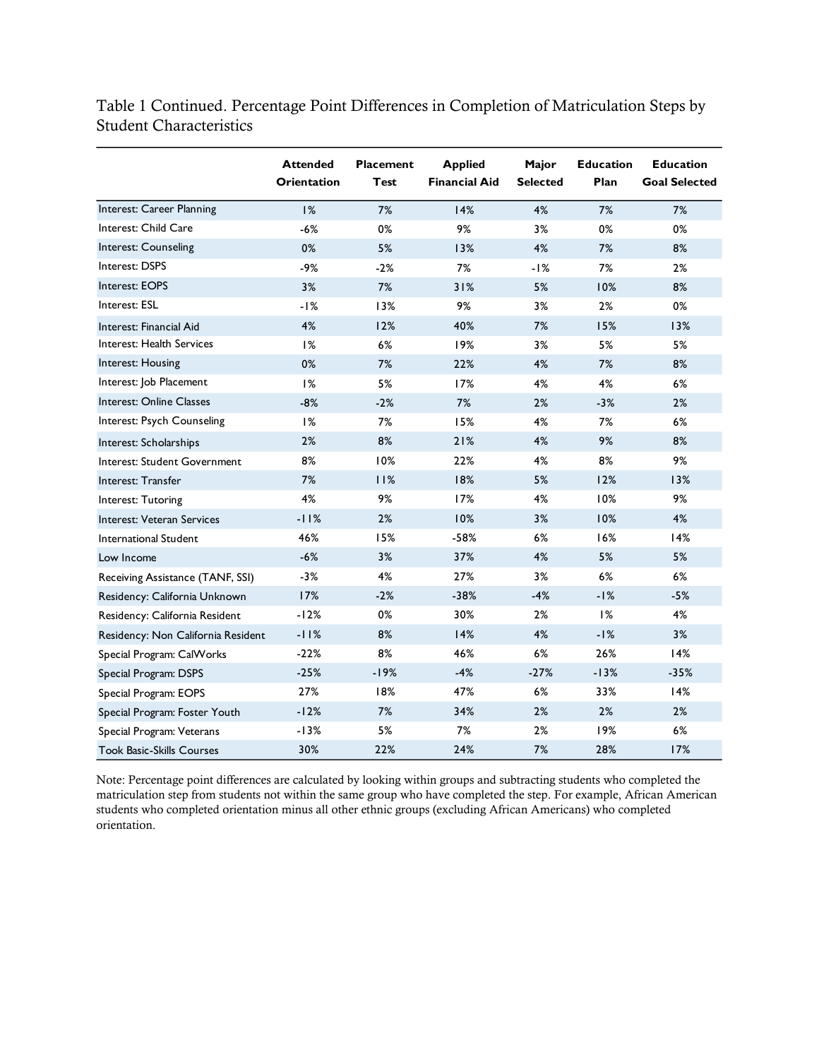Table 1 Continued. Percentage Point Differences in Completion of Matriculation Steps by Student Characteristics

| | Attended Orientation | Placement Test | Applied Financial Aid | Major Selected | Education Plan | Education Goal Selected |
|---|---|---|---|---|---|---|
| Interest: Career Planning | 1% | 7% | 14% | 4% | 7% | 7% |
| Interest: Child Care | -6% | 0% | 9% | 3% | 0% | 0% |
| Interest: Counseling | 0% | 5% | 13% | 4% | 7% | 8% |
| Interest: DSPS | -9% | -2% | 7% | -1% | 7% | 2% |
| Interest: EOPS | 3% | 7% | 31% | 5% | 10% | 8% |
| Interest: ESL | -1% | 13% | 9% | 3% | 2% | 0% |
| Interest: Financial Aid | 4% | 12% | 40% | 7% | 15% | 13% |
| Interest: Health Services | 1% | 6% | 19% | 3% | 5% | 5% |
| Interest: Housing | 0% | 7% | 22% | 4% | 7% | 8% |
| Interest: Job Placement | 1% | 5% | 17% | 4% | 4% | 6% |
| Interest: Online Classes | -8% | -2% | 7% | 2% | -3% | 2% |
| Interest: Psych Counseling | 1% | 7% | 15% | 4% | 7% | 6% |
| Interest: Scholarships | 2% | 8% | 21% | 4% | 9% | 8% |
| Interest: Student Government | 8% | 10% | 22% | 4% | 8% | 9% |
| Interest: Transfer | 7% | 11% | 18% | 5% | 12% | 13% |
| Interest: Tutoring | 4% | 9% | 17% | 4% | 10% | 9% |
| Interest: Veteran Services | -11% | 2% | 10% | 3% | 10% | 4% |
| International Student | 46% | 15% | -58% | 6% | 16% | 14% |
| Low Income | -6% | 3% | 37% | 4% | 5% | 5% |
| Receiving Assistance (TANF, SSI) | -3% | 4% | 27% | 3% | 6% | 6% |
| Residency: California Unknown | 17% | -2% | -38% | -4% | -1% | -5% |
| Residency: California Resident | -12% | 0% | 30% | 2% | 1% | 4% |
| Residency: Non California Resident | -11% | 8% | 14% | 4% | -1% | 3% |
| Special Program: CalWorks | -22% | 8% | 46% | 6% | 26% | 14% |
| Special Program: DSPS | -25% | -19% | -4% | -27% | -13% | -35% |
| Special Program: EOPS | 27% | 18% | 47% | 6% | 33% | 14% |
| Special Program: Foster Youth | -12% | 7% | 34% | 2% | 2% | 2% |
| Special Program: Veterans | -13% | 5% | 7% | 2% | 19% | 6% |
| Took Basic-Skills Courses | 30% | 22% | 24% | 7% | 28% | 17% |

Note: Percentage point differences are calculated by looking within groups and subtracting students who completed the matriculation step from students not within the same group who have completed the step. For example, African American students who completed orientation minus all other ethnic groups (excluding African Americans) who completed orientation.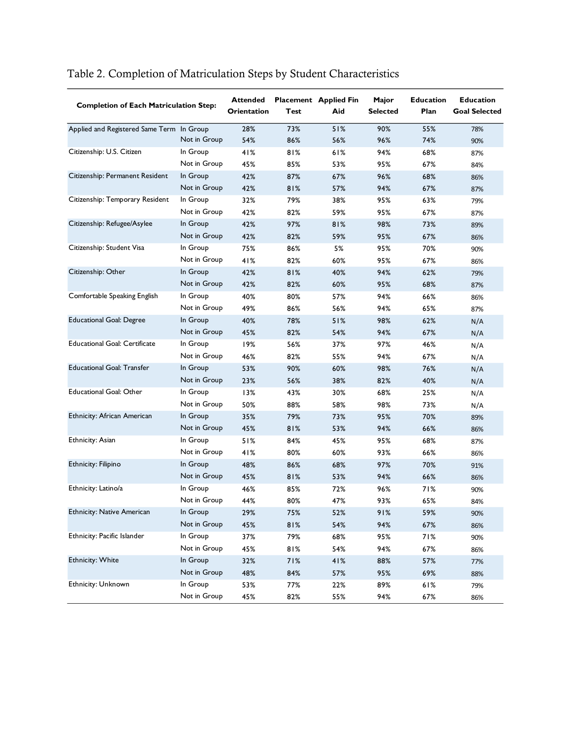## Table 2. Completion of Matriculation Steps by Student Characteristics

| Completion of Each Matriculation Step: | | Attended Orientation | Placement Test | Applied Fin Aid | Major Selected | Education Plan | Education Goal Selected |
|---|---|---|---|---|---|---|---|
| Applied and Registered Same Term | In Group | 28% | 73% | 51% | 90% | 55% | 78% |
| | Not in Group | 54% | 86% | 56% | 96% | 74% | 90% |
| Citizenship: U.S. Citizen | In Group | 41% | 81% | 61% | 94% | 68% | 87% |
| | Not in Group | 45% | 85% | 53% | 95% | 67% | 84% |
| Citizenship: Permanent Resident | In Group | 42% | 87% | 67% | 96% | 68% | 86% |
| | Not in Group | 42% | 81% | 57% | 94% | 67% | 87% |
| Citizenship: Temporary Resident | In Group | 32% | 79% | 38% | 95% | 63% | 79% |
| | Not in Group | 42% | 82% | 59% | 95% | 67% | 87% |
| Citizenship: Refugee/Asylee | In Group | 42% | 97% | 81% | 98% | 73% | 89% |
| | Not in Group | 42% | 82% | 59% | 95% | 67% | 86% |
| Citizenship: Student Visa | In Group | 75% | 86% | 5% | 95% | 70% | 90% |
| | Not in Group | 41% | 82% | 60% | 95% | 67% | 86% |
| Citizenship: Other | In Group | 42% | 81% | 40% | 94% | 62% | 79% |
| | Not in Group | 42% | 82% | 60% | 95% | 68% | 87% |
| Comfortable Speaking English | In Group | 40% | 80% | 57% | 94% | 66% | 86% |
| | Not in Group | 49% | 86% | 56% | 94% | 65% | 87% |
| Educational Goal: Degree | In Group | 40% | 78% | 51% | 98% | 62% | N/A |
| | Not in Group | 45% | 82% | 54% | 94% | 67% | N/A |
| Educational Goal: Certificate | In Group | 19% | 56% | 37% | 97% | 46% | N/A |
| | Not in Group | 46% | 82% | 55% | 94% | 67% | N/A |
| Educational Goal: Transfer | In Group | 53% | 90% | 60% | 98% | 76% | N/A |
| | Not in Group | 23% | 56% | 38% | 82% | 40% | N/A |
| Educational Goal: Other | In Group | 13% | 43% | 30% | 68% | 25% | N/A |
| | Not in Group | 50% | 88% | 58% | 98% | 73% | N/A |
| Ethnicity: African American | In Group | 35% | 79% | 73% | 95% | 70% | 89% |
| | Not in Group | 45% | 81% | 53% | 94% | 66% | 86% |
| Ethnicity: Asian | In Group | 51% | 84% | 45% | 95% | 68% | 87% |
| | Not in Group | 41% | 80% | 60% | 93% | 66% | 86% |
| Ethnicity: Filipino | In Group | 48% | 86% | 68% | 97% | 70% | 91% |
| | Not in Group | 45% | 81% | 53% | 94% | 66% | 86% |
| Ethnicity: Latino/a | In Group | 46% | 85% | 72% | 96% | 71% | 90% |
| | Not in Group | 44% | 80% | 47% | 93% | 65% | 84% |
| Ethnicity: Native American | In Group | 29% | 75% | 52% | 91% | 59% | 90% |
| | Not in Group | 45% | 81% | 54% | 94% | 67% | 86% |
| Ethnicity: Pacific Islander | In Group | 37% | 79% | 68% | 95% | 71% | 90% |
| | Not in Group | 45% | 81% | 54% | 94% | 67% | 86% |
| Ethnicity: White | In Group | 32% | 71% | 41% | 88% | 57% | 77% |
| | Not in Group | 48% | 84% | 57% | 95% | 69% | 88% |
| Ethnicity: Unknown | In Group | 53% | 77% | 22% | 89% | 61% | 79% |
| | Not in Group | 45% | 82% | 55% | 94% | 67% | 86% |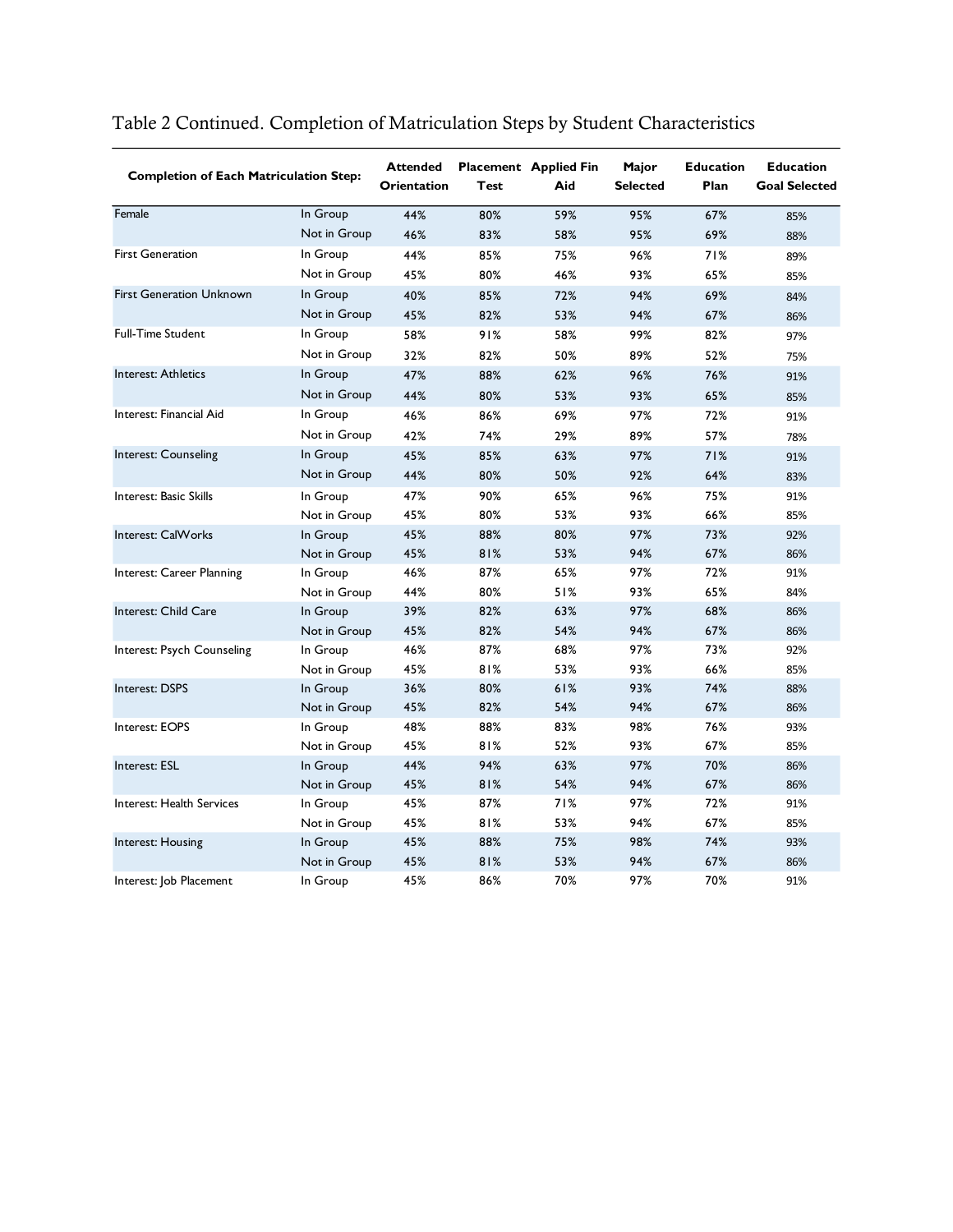# Table 2 Continued. Completion of Matriculation Steps by Student Characteristics

| Completion of Each Matriculation Step: | | Attended Orientation | Placement Test | Applied Fin Aid | Major Selected | Education Plan | Education Goal Selected |
|---|---|---|---|---|---|---|---|
| Female | In Group | 44% | 80% | 59% | 95% | 67% | 85% |
| | Not in Group | 46% | 83% | 58% | 95% | 69% | 88% |
| First Generation | In Group | 44% | 85% | 75% | 96% | 71% | 89% |
| | Not in Group | 45% | 80% | 46% | 93% | 65% | 85% |
| First Generation Unknown | In Group | 40% | 85% | 72% | 94% | 69% | 84% |
| | Not in Group | 45% | 82% | 53% | 94% | 67% | 86% |
| Full-Time Student | In Group | 58% | 91% | 58% | 99% | 82% | 97% |
| | Not in Group | 32% | 82% | 50% | 89% | 52% | 75% |
| Interest: Athletics | In Group | 47% | 88% | 62% | 96% | 76% | 91% |
| | Not in Group | 44% | 80% | 53% | 93% | 65% | 85% |
| Interest: Financial Aid | In Group | 46% | 86% | 69% | 97% | 72% | 91% |
| | Not in Group | 42% | 74% | 29% | 89% | 57% | 78% |
| Interest: Counseling | In Group | 45% | 85% | 63% | 97% | 71% | 91% |
| | Not in Group | 44% | 80% | 50% | 92% | 64% | 83% |
| Interest: Basic Skills | In Group | 47% | 90% | 65% | 96% | 75% | 91% |
| | Not in Group | 45% | 80% | 53% | 93% | 66% | 85% |
| Interest: CalWorks | In Group | 45% | 88% | 80% | 97% | 73% | 92% |
| | Not in Group | 45% | 81% | 53% | 94% | 67% | 86% |
| Interest: Career Planning | In Group | 46% | 87% | 65% | 97% | 72% | 91% |
| | Not in Group | 44% | 80% | 51% | 93% | 65% | 84% |
| Interest: Child Care | In Group | 39% | 82% | 63% | 97% | 68% | 86% |
| | Not in Group | 45% | 82% | 54% | 94% | 67% | 86% |
| Interest: Psych Counseling | In Group | 46% | 87% | 68% | 97% | 73% | 92% |
| | Not in Group | 45% | 81% | 53% | 93% | 66% | 85% |
| Interest: DSPS | In Group | 36% | 80% | 61% | 93% | 74% | 88% |
| | Not in Group | 45% | 82% | 54% | 94% | 67% | 86% |
| Interest: EOPS | In Group | 48% | 88% | 83% | 98% | 76% | 93% |
| | Not in Group | 45% | 81% | 52% | 93% | 67% | 85% |
| Interest: ESL | In Group | 44% | 94% | 63% | 97% | 70% | 86% |
| | Not in Group | 45% | 81% | 54% | 94% | 67% | 86% |
| Interest: Health Services | In Group | 45% | 87% | 71% | 97% | 72% | 91% |
| | Not in Group | 45% | 81% | 53% | 94% | 67% | 85% |
| Interest: Housing | In Group | 45% | 88% | 75% | 98% | 74% | 93% |
| | Not in Group | 45% | 81% | 53% | 94% | 67% | 86% |
| Interest: Job Placement | In Group | 45% | 86% | 70% | 97% | 70% | 91% |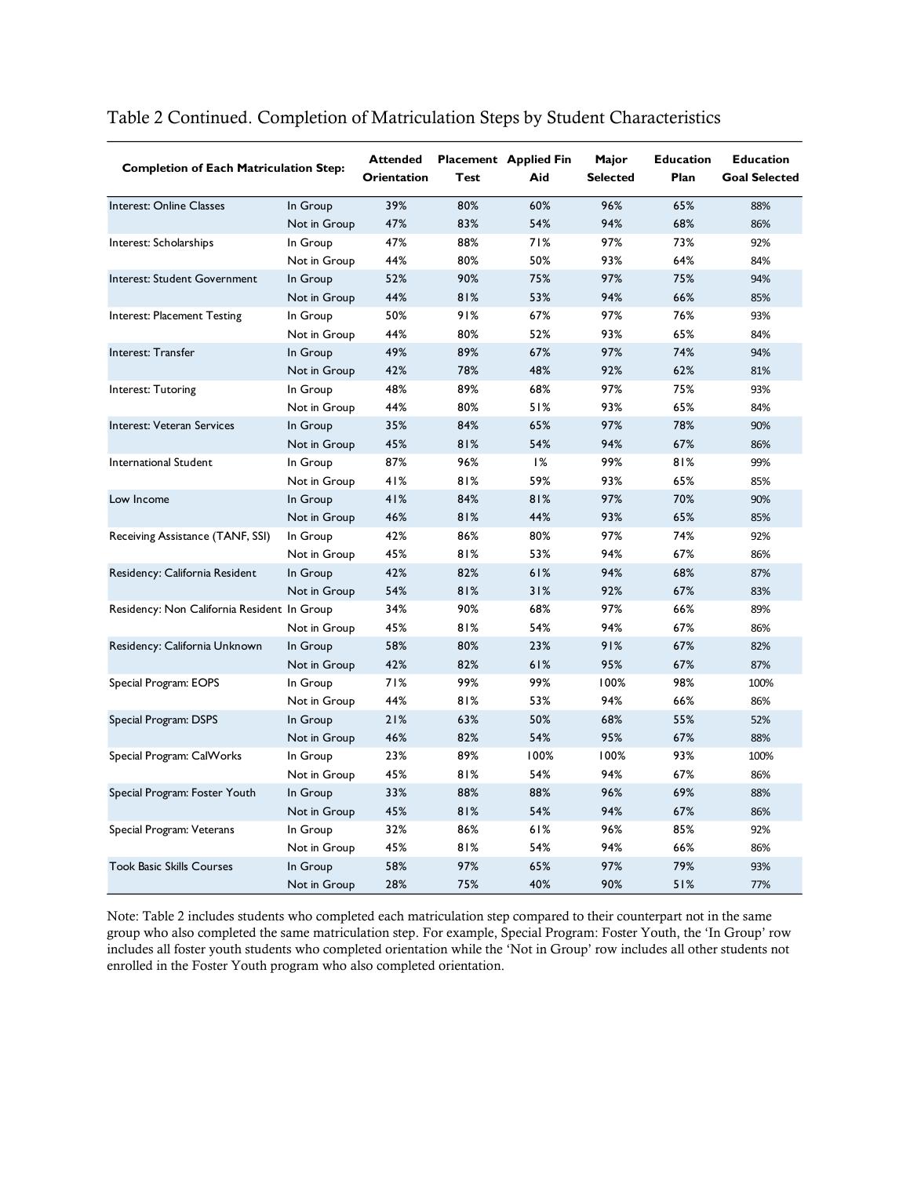Table 2 Continued. Completion of Matriculation Steps by Student Characteristics

| Completion of Each Matriculation Step: | | Attended Orientation | Placement Test | Applied Fin Aid | Major Selected | Education Plan | Education Goal Selected |
|---|---|---|---|---|---|---|---|
| Interest: Online Classes | In Group | 39% | 80% | 60% | 96% | 65% | 88% |
| | Not in Group | 47% | 83% | 54% | 94% | 68% | 86% |
| Interest: Scholarships | In Group | 47% | 88% | 71% | 97% | 73% | 92% |
| | Not in Group | 44% | 80% | 50% | 93% | 64% | 84% |
| Interest: Student Government | In Group | 52% | 90% | 75% | 97% | 75% | 94% |
| | Not in Group | 44% | 81% | 53% | 94% | 66% | 85% |
| Interest: Placement Testing | In Group | 50% | 91% | 67% | 97% | 76% | 93% |
| | Not in Group | 44% | 80% | 52% | 93% | 65% | 84% |
| Interest: Transfer | In Group | 49% | 89% | 67% | 97% | 74% | 94% |
| | Not in Group | 42% | 78% | 48% | 92% | 62% | 81% |
| Interest: Tutoring | In Group | 48% | 89% | 68% | 97% | 75% | 93% |
| | Not in Group | 44% | 80% | 51% | 93% | 65% | 84% |
| Interest: Veteran Services | In Group | 35% | 84% | 65% | 97% | 78% | 90% |
| | Not in Group | 45% | 81% | 54% | 94% | 67% | 86% |
| International Student | In Group | 87% | 96% | 1% | 99% | 81% | 99% |
| | Not in Group | 41% | 81% | 59% | 93% | 65% | 85% |
| Low Income | In Group | 41% | 84% | 81% | 97% | 70% | 90% |
| | Not in Group | 46% | 81% | 44% | 93% | 65% | 85% |
| Receiving Assistance (TANF, SSI) | In Group | 42% | 86% | 80% | 97% | 74% | 92% |
| | Not in Group | 45% | 81% | 53% | 94% | 67% | 86% |
| Residency: California Resident | In Group | 42% | 82% | 61% | 94% | 68% | 87% |
| | Not in Group | 54% | 81% | 31% | 92% | 67% | 83% |
| Residency: Non California Resident | In Group | 34% | 90% | 68% | 97% | 66% | 89% |
| | Not in Group | 45% | 81% | 54% | 94% | 67% | 86% |
| Residency: California Unknown | In Group | 58% | 80% | 23% | 91% | 67% | 82% |
| | Not in Group | 42% | 82% | 61% | 95% | 67% | 87% |
| Special Program: EOPS | In Group | 71% | 99% | 99% | 100% | 98% | 100% |
| | Not in Group | 44% | 81% | 53% | 94% | 66% | 86% |
| Special Program: DSPS | In Group | 21% | 63% | 50% | 68% | 55% | 52% |
| | Not in Group | 46% | 82% | 54% | 95% | 67% | 88% |
| Special Program: CalWorks | In Group | 23% | 89% | 100% | 100% | 93% | 100% |
| | Not in Group | 45% | 81% | 54% | 94% | 67% | 86% |
| Special Program: Foster Youth | In Group | 33% | 88% | 88% | 96% | 69% | 88% |
| | Not in Group | 45% | 81% | 54% | 94% | 67% | 86% |
| Special Program: Veterans | In Group | 32% | 86% | 61% | 96% | 85% | 92% |
| | Not in Group | 45% | 81% | 54% | 94% | 66% | 86% |
| Took Basic Skills Courses | In Group | 58% | 97% | 65% | 97% | 79% | 93% |
| | Not in Group | 28% | 75% | 40% | 90% | 51% | 77% |

Note: Table 2 includes students who completed each matriculation step compared to their counterpart not in the same group who also completed the same matriculation step. For example, Special Program: Foster Youth, the 'In Group' row includes all foster youth students who completed orientation while the 'Not in Group' row includes all other students not enrolled in the Foster Youth program who also completed orientation.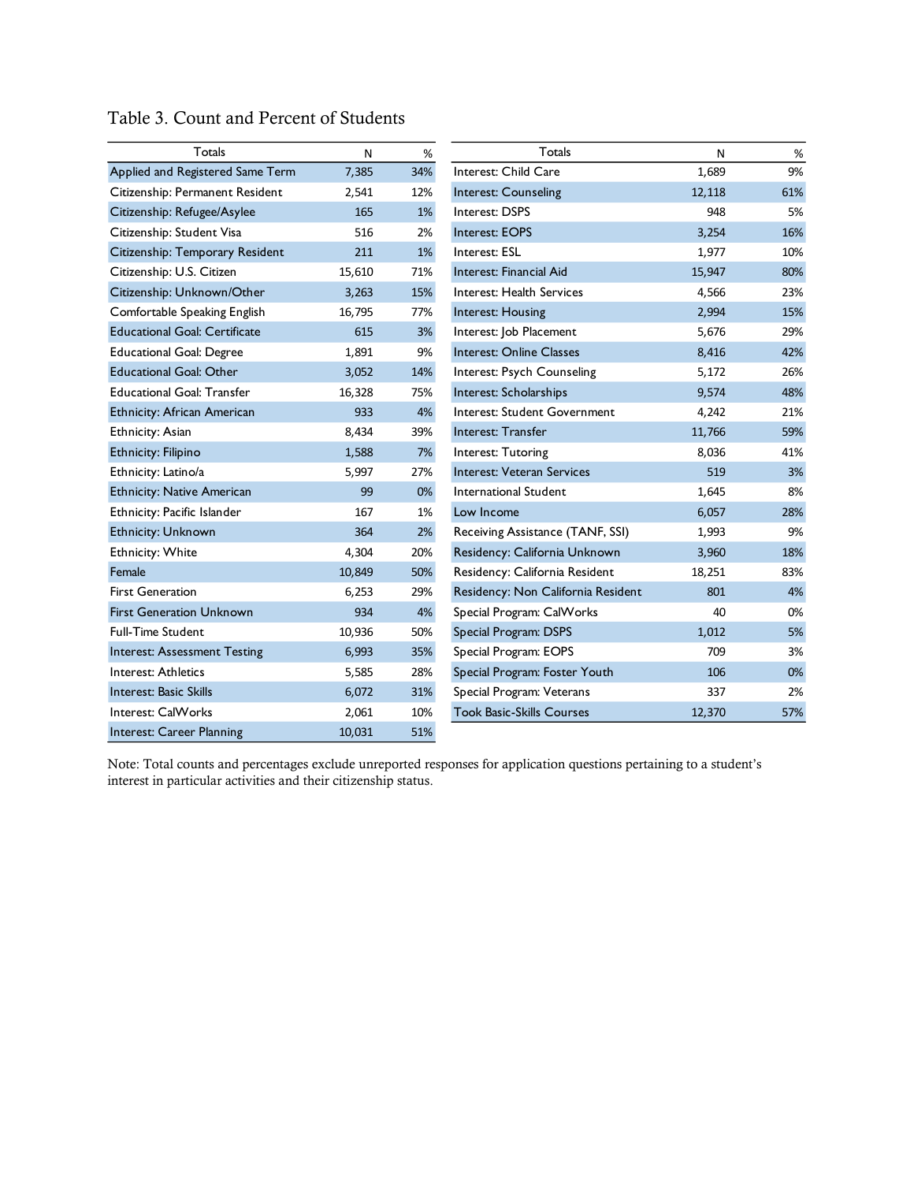Table 3. Count and Percent of Students

| Totals | N | % |
|---|---|---|
| Applied and Registered Same Term | 7,385 | 34% |
| Citizenship: Permanent Resident | 2,541 | 12% |
| Citizenship: Refugee/Asylee | 165 | 1% |
| Citizenship: Student Visa | 516 | 2% |
| Citizenship: Temporary Resident | 211 | 1% |
| Citizenship: U.S. Citizen | 15,610 | 71% |
| Citizenship: Unknown/Other | 3,263 | 15% |
| Comfortable Speaking English | 16,795 | 77% |
| Educational Goal: Certificate | 615 | 3% |
| Educational Goal: Degree | 1,891 | 9% |
| Educational Goal: Other | 3,052 | 14% |
| Educational Goal: Transfer | 16,328 | 75% |
| Ethnicity: African American | 933 | 4% |
| Ethnicity: Asian | 8,434 | 39% |
| Ethnicity: Filipino | 1,588 | 7% |
| Ethnicity: Latino/a | 5,997 | 27% |
| Ethnicity: Native American | 99 | 0% |
| Ethnicity: Pacific Islander | 167 | 1% |
| Ethnicity: Unknown | 364 | 2% |
| Ethnicity: White | 4,304 | 20% |
| Female | 10,849 | 50% |
| First Generation | 6,253 | 29% |
| First Generation Unknown | 934 | 4% |
| Full-Time Student | 10,936 | 50% |
| Interest: Assessment Testing | 6,993 | 35% |
| Interest: Athletics | 5,585 | 28% |
| Interest: Basic Skills | 6,072 | 31% |
| Interest: CalWorks | 2,061 | 10% |
| Interest: Career Planning | 10,031 | 51% |

| Totals | N | % |
|---|---|---|
| Interest: Child Care | 1,689 | 9% |
| Interest: Counseling | 12,118 | 61% |
| Interest: DSPS | 948 | 5% |
| Interest: EOPS | 3,254 | 16% |
| Interest: ESL | 1,977 | 10% |
| Interest: Financial Aid | 15,947 | 80% |
| Interest: Health Services | 4,566 | 23% |
| Interest: Housing | 2,994 | 15% |
| Interest: Job Placement | 5,676 | 29% |
| Interest: Online Classes | 8,416 | 42% |
| Interest: Psych Counseling | 5,172 | 26% |
| Interest: Scholarships | 9,574 | 48% |
| Interest: Student Government | 4,242 | 21% |
| Interest: Transfer | 11,766 | 59% |
| Interest: Tutoring | 8,036 | 41% |
| Interest: Veteran Services | 519 | 3% |
| International Student | 1,645 | 8% |
| Low Income | 6,057 | 28% |
| Receiving Assistance (TANF, SSI) | 1,993 | 9% |
| Residency: California Unknown | 3,960 | 18% |
| Residency: California Resident | 18,251 | 83% |
| Residency: Non California Resident | 801 | 4% |
| Special Program: CalWorks | 40 | 0% |
| Special Program: DSPS | 1,012 | 5% |
| Special Program: EOPS | 709 | 3% |
| Special Program: Foster Youth | 106 | 0% |
| Special Program: Veterans | 337 | 2% |
| Took Basic-Skills Courses | 12,370 | 57% |

Note: Total counts and percentages exclude unreported responses for application questions pertaining to a student's interest in particular activities and their citizenship status.